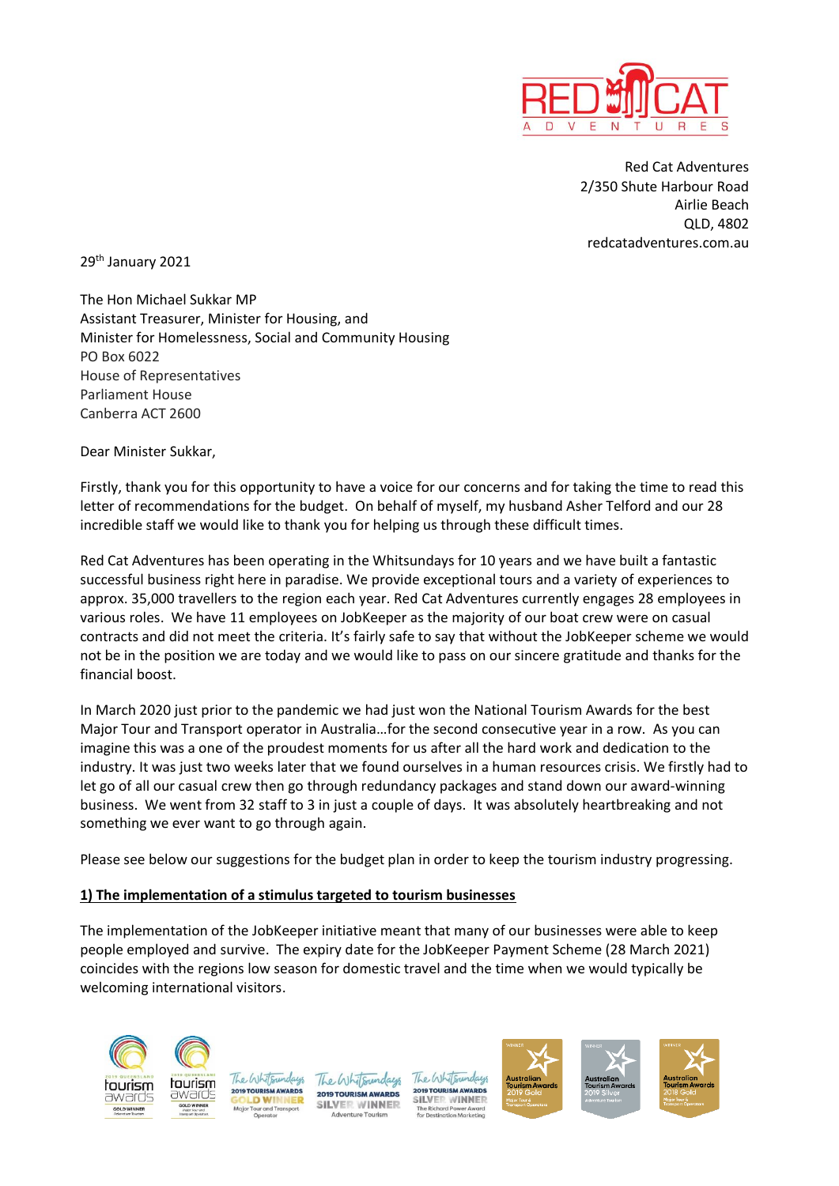Red Cat Adventures
2/350 Shute Harbour Road
Airlie Beach
QLD, 4802
redcatadventures.com.au

29th January 2021

The Hon Michael Sukkar MP
Assistant Treasurer, Minister for Housing, and
Minister for Homelessness, Social and Community Housing
PO Box 6022
House of Representatives
Parliament House
Canberra ACT 2600

Dear Minister Sukkar,

Firstly, thank you for this opportunity to have a voice for our concerns and for taking the time to read this letter of recommendations for the budget. On behalf of myself, my husband Asher Telford and our 28 incredible staff we would like to thank you for helping us through these difficult times.

Red Cat Adventures has been operating in the Whitsundays for 10 years and we have built a fantastic successful business right here in paradise. We provide exceptional tours and a variety of experiences to approx. 35,000 travellers to the region each year. Red Cat Adventures currently engages 28 employees in various roles. We have 11 employees on JobKeeper as the majority of our boat crew were on casual contracts and did not meet the criteria. It's fairly safe to say that without the JobKeeper scheme we would not be in the position we are today and we would like to pass on our sincere gratitude and thanks for the financial boost.

In March 2020 just prior to the pandemic we had just won the National Tourism Awards for the best Major Tour and Transport operator in Australia…for the second consecutive year in a row. As you can imagine this was a one of the proudest moments for us after all the hard work and dedication to the industry. It was just two weeks later that we found ourselves in a human resources crisis. We firstly had to let go of all our casual crew then go through redundancy packages and stand down our award-winning business. We went from 32 staff to 3 in just a couple of days. It was absolutely heartbreaking and not something we ever want to go through again.

Please see below our suggestions for the budget plan in order to keep the tourism industry progressing.

**1) The implementation of a stimulus targeted to tourism businesses**

The implementation of the JobKeeper initiative meant that many of our businesses were able to keep people employed and survive. The expiry date for the JobKeeper Payment Scheme (28 March 2021) coincides with the regions low season for domestic travel and the time when we would typically be welcoming international visitors.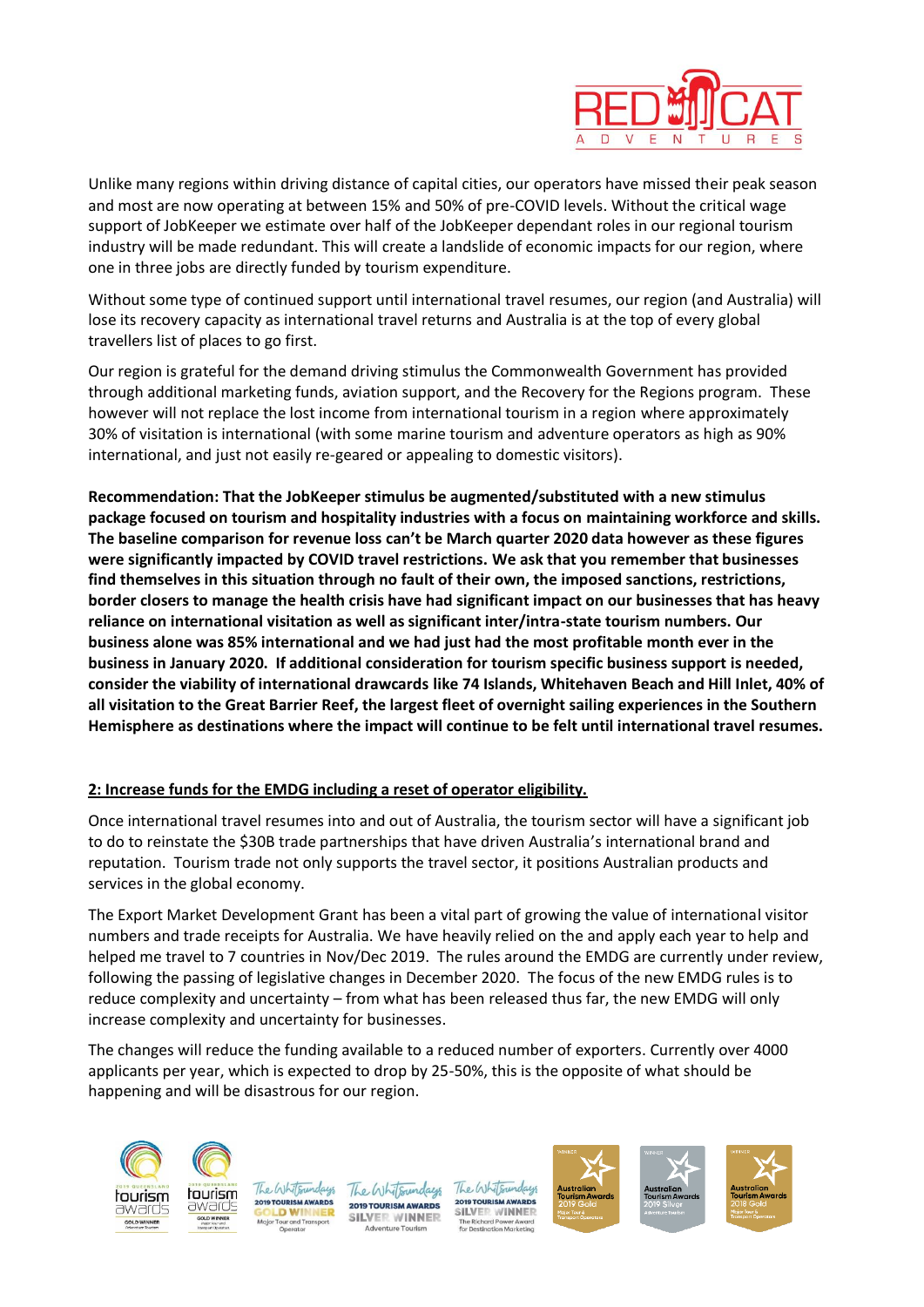Unlike many regions within driving distance of capital cities, our operators have missed their peak season and most are now operating at between 15% and 50% of pre-COVID levels. Without the critical wage support of JobKeeper we estimate over half of the JobKeeper dependant roles in our regional tourism industry will be made redundant. This will create a landslide of economic impacts for our region, where one in three jobs are directly funded by tourism expenditure.

Without some type of continued support until international travel resumes, our region (and Australia) will lose its recovery capacity as international travel returns and Australia is at the top of every global travellers list of places to go first.

Our region is grateful for the demand driving stimulus the Commonwealth Government has provided through additional marketing funds, aviation support, and the Recovery for the Regions program. These however will not replace the lost income from international tourism in a region where approximately 30% of visitation is international (with some marine tourism and adventure operators as high as 90% international, and just not easily re-geared or appealing to domestic visitors).

**Recommendation: That the JobKeeper stimulus be augmented/substituted with a new stimulus package focused on tourism and hospitality industries with a focus on maintaining workforce and skills. The baseline comparison for revenue loss can't be March quarter 2020 data however as these figures were significantly impacted by COVID travel restrictions. We ask that you remember that businesses find themselves in this situation through no fault of their own, the imposed sanctions, restrictions, border closers to manage the health crisis have had significant impact on our businesses that has heavy reliance on international visitation as well as significant inter/intra-state tourism numbers. Our business alone was 85% international and we had just had the most profitable month ever in the business in January 2020. If additional consideration for tourism specific business support is needed, consider the viability of international drawcards like 74 Islands, Whitehaven Beach and Hill Inlet, 40% of all visitation to the Great Barrier Reef, the largest fleet of overnight sailing experiences in the Southern Hemisphere as destinations where the impact will continue to be felt until international travel resumes.**

**2: Increase funds for the EMDG including a reset of operator eligibility.**

Once international travel resumes into and out of Australia, the tourism sector will have a significant job to do to reinstate the $30B trade partnerships that have driven Australia's international brand and reputation. Tourism trade not only supports the travel sector, it positions Australian products and services in the global economy.

The Export Market Development Grant has been a vital part of growing the value of international visitor numbers and trade receipts for Australia. We have heavily relied on the and apply each year to help and helped me travel to 7 countries in Nov/Dec 2019. The rules around the EMDG are currently under review, following the passing of legislative changes in December 2020. The focus of the new EMDG rules is to reduce complexity and uncertainty – from what has been released thus far, the new EMDG will only increase complexity and uncertainty for businesses.

The changes will reduce the funding available to a reduced number of exporters. Currently over 4000 applicants per year, which is expected to drop by 25-50%, this is the opposite of what should be happening and will be disastrous for our region.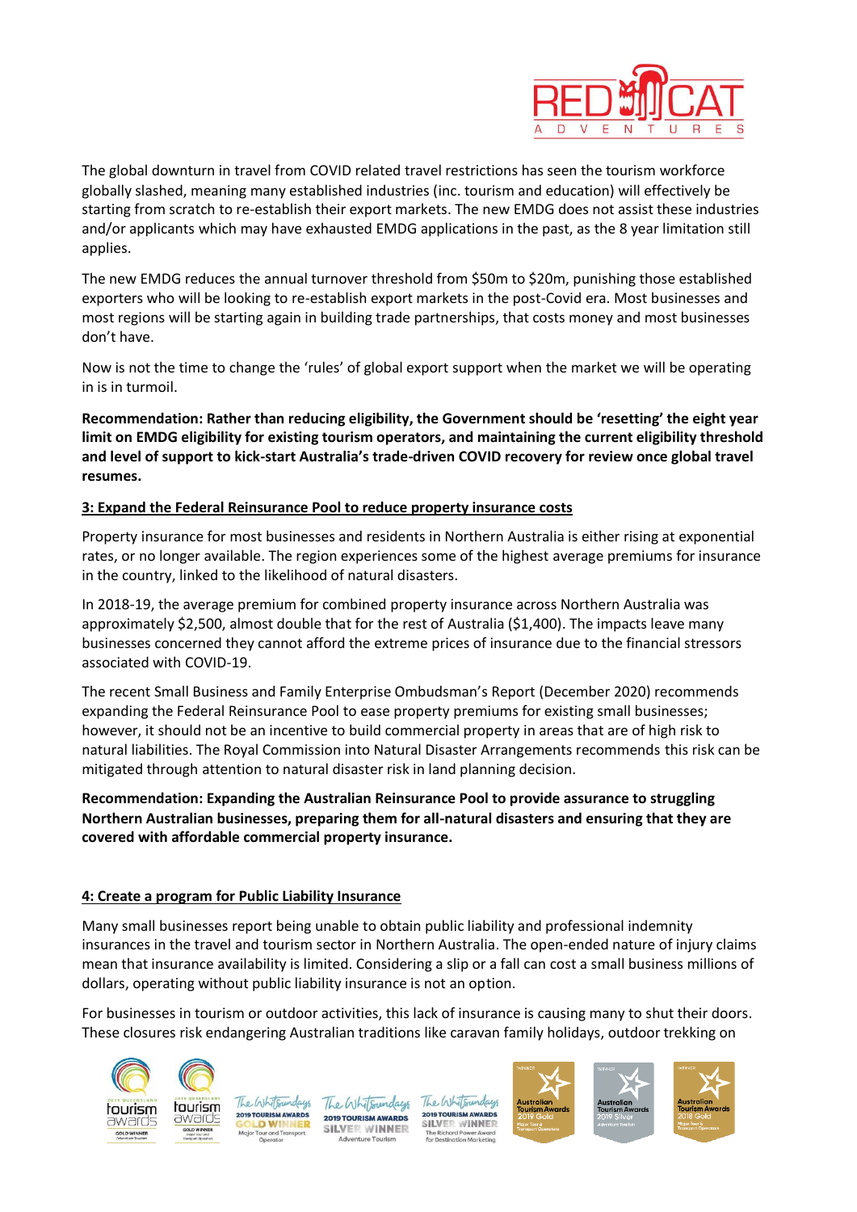The global downturn in travel from COVID related travel restrictions has seen the tourism workforce globally slashed, meaning many established industries (inc. tourism and education) will effectively be starting from scratch to re-establish their export markets. The new EMDG does not assist these industries and/or applicants which may have exhausted EMDG applications in the past, as the 8 year limitation still applies.

The new EMDG reduces the annual turnover threshold from $50m to $20m, punishing those established exporters who will be looking to re-establish export markets in the post-Covid era. Most businesses and most regions will be starting again in building trade partnerships, that costs money and most businesses don't have.

Now is not the time to change the 'rules' of global export support when the market we will be operating in is in turmoil.

**Recommendation: Rather than reducing eligibility, the Government should be 'resetting' the eight year limit on EMDG eligibility for existing tourism operators, and maintaining the current eligibility threshold and level of support to kick-start Australia's trade-driven COVID recovery for review once global travel resumes.**

**3: Expand the Federal Reinsurance Pool to reduce property insurance costs**

Property insurance for most businesses and residents in Northern Australia is either rising at exponential rates, or no longer available. The region experiences some of the highest average premiums for insurance in the country, linked to the likelihood of natural disasters.

In 2018-19, the average premium for combined property insurance across Northern Australia was approximately $2,500, almost double that for the rest of Australia ($1,400). The impacts leave many businesses concerned they cannot afford the extreme prices of insurance due to the financial stressors associated with COVID-19.

The recent Small Business and Family Enterprise Ombudsman's Report (December 2020) recommends expanding the Federal Reinsurance Pool to ease property premiums for existing small businesses; however, it should not be an incentive to build commercial property in areas that are of high risk to natural liabilities. The Royal Commission into Natural Disaster Arrangements recommends this risk can be mitigated through attention to natural disaster risk in land planning decision.

**Recommendation: Expanding the Australian Reinsurance Pool to provide assurance to struggling Northern Australian businesses, preparing them for all-natural disasters and ensuring that they are covered with affordable commercial property insurance.**

**4: Create a program for Public Liability Insurance**

Many small businesses report being unable to obtain public liability and professional indemnity insurances in the travel and tourism sector in Northern Australia. The open-ended nature of injury claims mean that insurance availability is limited. Considering a slip or a fall can cost a small business millions of dollars, operating without public liability insurance is not an option.

For businesses in tourism or outdoor activities, this lack of insurance is causing many to shut their doors. These closures risk endangering Australian traditions like caravan family holidays, outdoor trekking on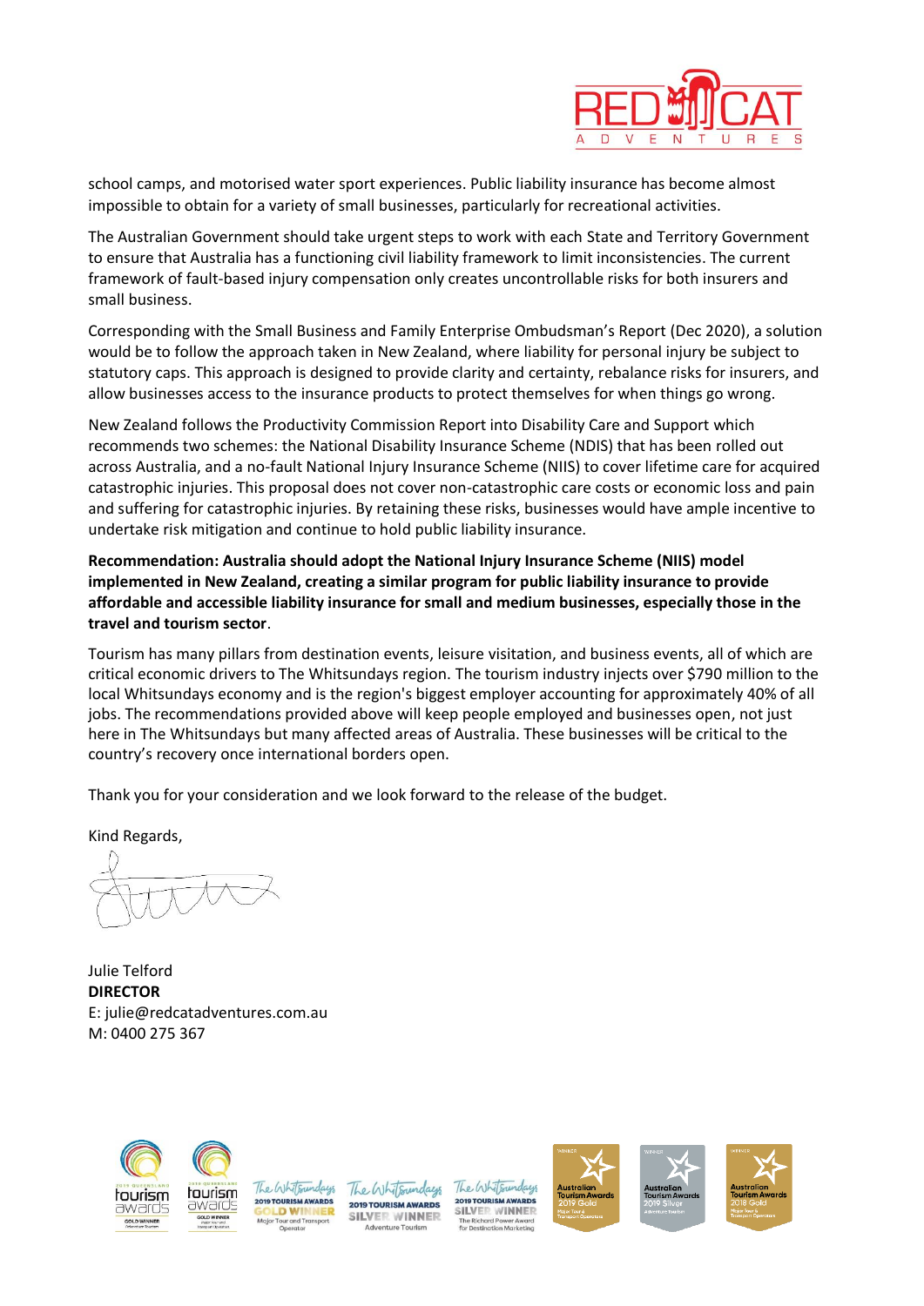school camps, and motorised water sport experiences. Public liability insurance has become almost impossible to obtain for a variety of small businesses, particularly for recreational activities.

The Australian Government should take urgent steps to work with each State and Territory Government to ensure that Australia has a functioning civil liability framework to limit inconsistencies. The current framework of fault-based injury compensation only creates uncontrollable risks for both insurers and small business.

Corresponding with the Small Business and Family Enterprise Ombudsman's Report (Dec 2020), a solution would be to follow the approach taken in New Zealand, where liability for personal injury be subject to statutory caps. This approach is designed to provide clarity and certainty, rebalance risks for insurers, and allow businesses access to the insurance products to protect themselves for when things go wrong.

New Zealand follows the Productivity Commission Report into Disability Care and Support which recommends two schemes: the National Disability Insurance Scheme (NDIS) that has been rolled out across Australia, and a no-fault National Injury Insurance Scheme (NIIS) to cover lifetime care for acquired catastrophic injuries. This proposal does not cover non-catastrophic care costs or economic loss and pain and suffering for catastrophic injuries. By retaining these risks, businesses would have ample incentive to undertake risk mitigation and continue to hold public liability insurance.

**Recommendation: Australia should adopt the National Injury Insurance Scheme (NIIS) model implemented in New Zealand, creating a similar program for public liability insurance to provide affordable and accessible liability insurance for small and medium businesses, especially those in the travel and tourism sector**.

Tourism has many pillars from destination events, leisure visitation, and business events, all of which are critical economic drivers to The Whitsundays region. The tourism industry injects over $790 million to the local Whitsundays economy and is the region's biggest employer accounting for approximately 40% of all jobs. The recommendations provided above will keep people employed and businesses open, not just here in The Whitsundays but many affected areas of Australia. These businesses will be critical to the country's recovery once international borders open.

Thank you for your consideration and we look forward to the release of the budget.

Kind Regards,

Julie Telford
**DIRECTOR**
E: julie@redcatadventures.com.au
M: 0400 275 367